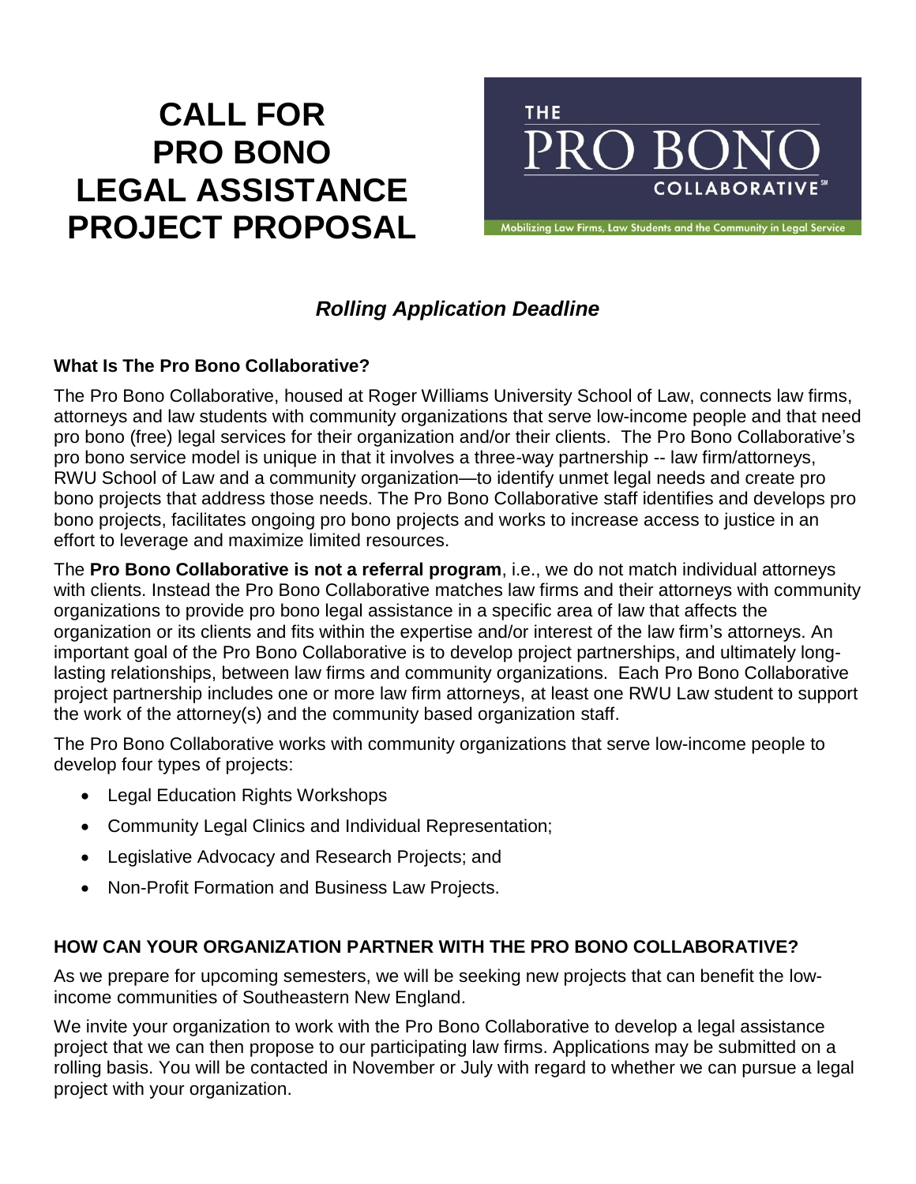# CALL FOR PRO BONO LEGAL ASSISTANCE PROJECT PROPOSAL

THE PRO BONO COLLABORATIVE[SM]

Mobilizing Law Firms, Law Students and the Community in Legal Service

***Rolling Application Deadline***

**What Is The Pro Bono Collaborative?**

The Pro Bono Collaborative, housed at Roger Williams University School of Law, connects law firms, attorneys and law students with community organizations that serve low-income people and that need pro bono (free) legal services for their organization and/or their clients. The Pro Bono Collaborative's pro bono service model is unique in that it involves a three-way partnership -- law firm/attorneys, RWU School of Law and a community organization—to identify unmet legal needs and create pro bono projects that address those needs. The Pro Bono Collaborative staff identifies and develops pro bono projects, facilitates ongoing pro bono projects and works to increase access to justice in an effort to leverage and maximize limited resources.

The **Pro Bono Collaborative is not a referral program**, i.e., we do not match individual attorneys with clients. Instead the Pro Bono Collaborative matches law firms and their attorneys with community organizations to provide pro bono legal assistance in a specific area of law that affects the organization or its clients and fits within the expertise and/or interest of the law firm's attorneys. An important goal of the Pro Bono Collaborative is to develop project partnerships, and ultimately long-lasting relationships, between law firms and community organizations. Each Pro Bono Collaborative project partnership includes one or more law firm attorneys, at least one RWU Law student to support the work of the attorney(s) and the community based organization staff.

The Pro Bono Collaborative works with community organizations that serve low-income people to develop four types of projects:

- Legal Education Rights Workshops
- Community Legal Clinics and Individual Representation;
- Legislative Advocacy and Research Projects; and
- Non-Profit Formation and Business Law Projects.

**HOW CAN YOUR ORGANIZATION PARTNER WITH THE PRO BONO COLLABORATIVE?**

As we prepare for upcoming semesters, we will be seeking new projects that can benefit the low-income communities of Southeastern New England.

We invite your organization to work with the Pro Bono Collaborative to develop a legal assistance project that we can then propose to our participating law firms. Applications may be submitted on a rolling basis. You will be contacted in November or July with regard to whether we can pursue a legal project with your organization.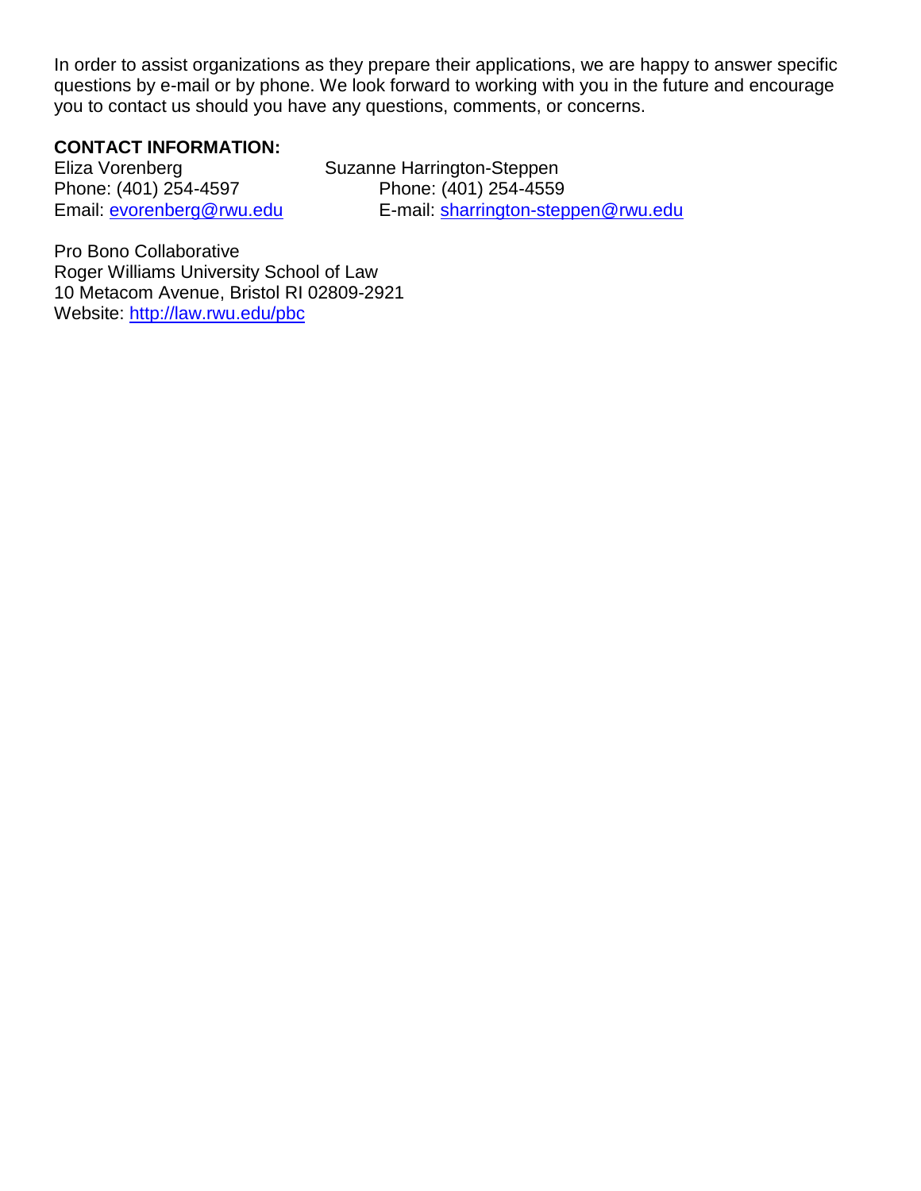In order to assist organizations as they prepare their applications, we are happy to answer specific questions by e-mail or by phone. We look forward to working with you in the future and encourage you to contact us should you have any questions, comments, or concerns.

**CONTACT INFORMATION:**

Eliza Vorenberg
Phone: (401) 254-4597
Email: evorenberg@rwu.edu

Suzanne Harrington-Steppen
Phone: (401) 254-4559
E-mail: sharrington-steppen@rwu.edu

Pro Bono Collaborative
Roger Williams University School of Law
10 Metacom Avenue, Bristol RI 02809-2921
Website: http://law.rwu.edu/pbc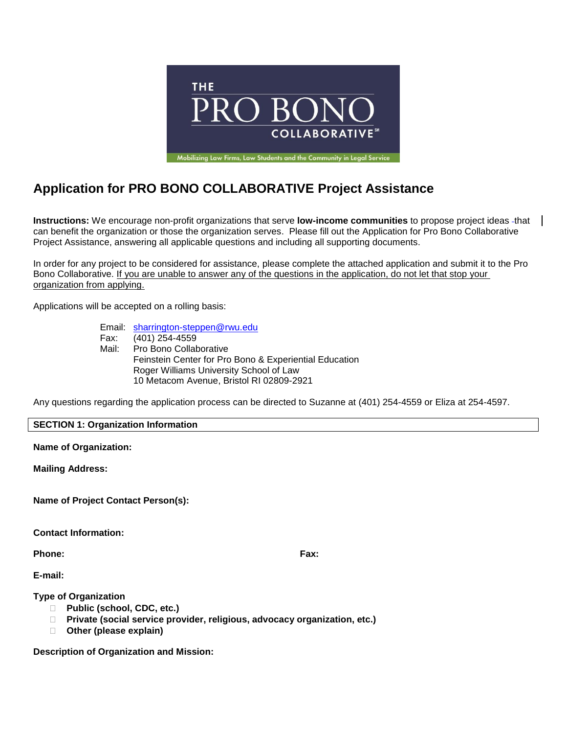# Application for PRO BONO COLLABORATIVE Project Assistance

**Instructions:** We encourage non-profit organizations that serve **low-income communities** to propose project ideas that can benefit the organization or those the organization serves. Please fill out the Application for Pro Bono Collaborative Project Assistance, answering all applicable questions and including all supporting documents.

In order for any project to be considered for assistance, please complete the attached application and submit it to the Pro Bono Collaborative. If you are unable to answer any of the questions in the application, do not let that stop your organization from applying.

Applications will be accepted on a rolling basis:

Email: sharrington-steppen@rwu.edu
Fax: (401) 254-4559
Mail: Pro Bono Collaborative
Feinstein Center for Pro Bono & Experiential Education
Roger Williams University School of Law
10 Metacom Avenue, Bristol RI 02809-2921

Any questions regarding the application process can be directed to Suzanne at (401) 254-4559 or Eliza at 254-4597.

## SECTION 1: Organization Information

**Name of Organization:**

**Mailing Address:**

**Name of Project Contact Person(s):**

**Contact Information:**

**Phone:** **Fax:**

**E-mail:**

**Type of Organization**

- ☐ **Public (school, CDC, etc.)**
- ☐ **Private (social service provider, religious, advocacy organization, etc.)**
- ☐ **Other (please explain)**

**Description of Organization and Mission:**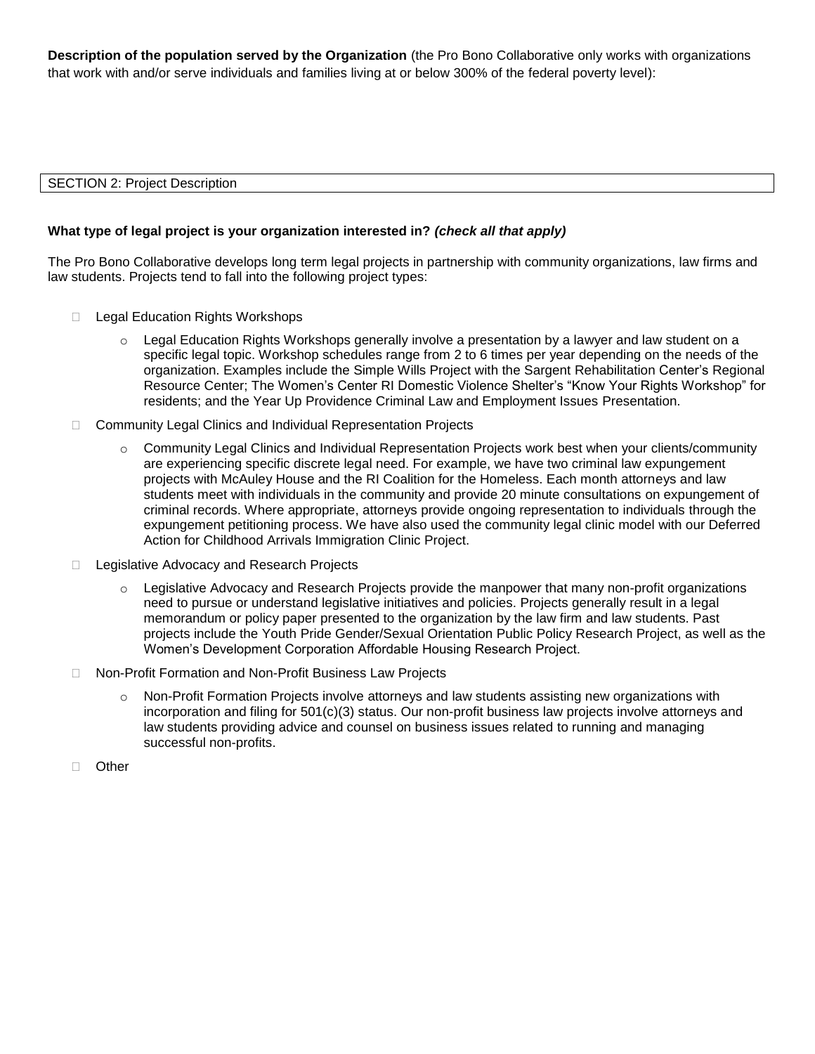**Description of the population served by the Organization** (the Pro Bono Collaborative only works with organizations that work with and/or serve individuals and families living at or below 300% of the federal poverty level):

SECTION 2: Project Description

**What type of legal project is your organization interested in?** ***(check all that apply)***

The Pro Bono Collaborative develops long term legal projects in partnership with community organizations, law firms and law students. Projects tend to fall into the following project types:

- ☐ Legal Education Rights Workshops
  - Legal Education Rights Workshops generally involve a presentation by a lawyer and law student on a specific legal topic. Workshop schedules range from 2 to 6 times per year depending on the needs of the organization. Examples include the Simple Wills Project with the Sargent Rehabilitation Center's Regional Resource Center; The Women's Center RI Domestic Violence Shelter's "Know Your Rights Workshop" for residents; and the Year Up Providence Criminal Law and Employment Issues Presentation.
- ☐ Community Legal Clinics and Individual Representation Projects
  - Community Legal Clinics and Individual Representation Projects work best when your clients/community are experiencing specific discrete legal need. For example, we have two criminal law expungement projects with McAuley House and the RI Coalition for the Homeless. Each month attorneys and law students meet with individuals in the community and provide 20 minute consultations on expungement of criminal records. Where appropriate, attorneys provide ongoing representation to individuals through the expungement petitioning process. We have also used the community legal clinic model with our Deferred Action for Childhood Arrivals Immigration Clinic Project.
- ☐ Legislative Advocacy and Research Projects
  - Legislative Advocacy and Research Projects provide the manpower that many non-profit organizations need to pursue or understand legislative initiatives and policies. Projects generally result in a legal memorandum or policy paper presented to the organization by the law firm and law students. Past projects include the Youth Pride Gender/Sexual Orientation Public Policy Research Project, as well as the Women's Development Corporation Affordable Housing Research Project.
- ☐ Non-Profit Formation and Non-Profit Business Law Projects
  - Non-Profit Formation Projects involve attorneys and law students assisting new organizations with incorporation and filing for 501(c)(3) status. Our non-profit business law projects involve attorneys and law students providing advice and counsel on business issues related to running and managing successful non-profits.
- ☐ Other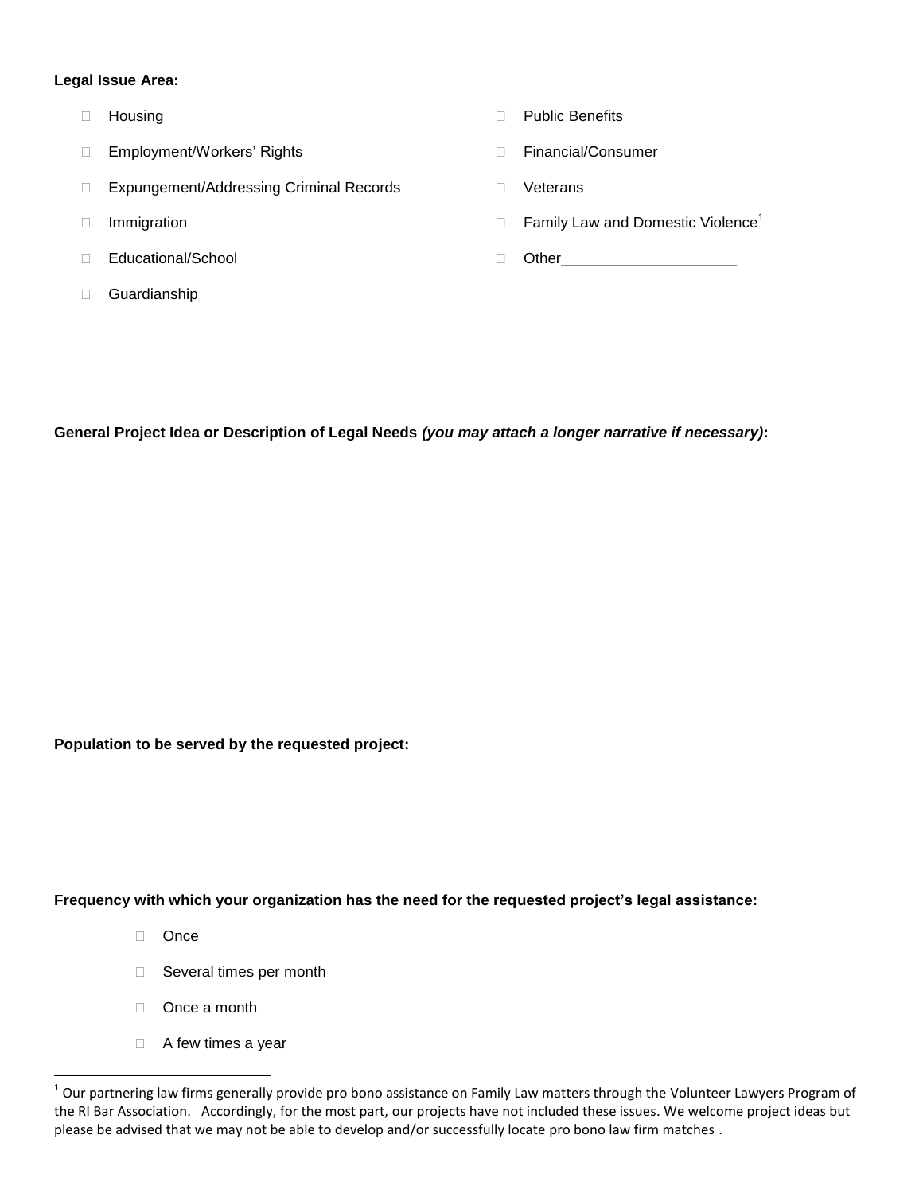**Legal Issue Area:**

- ☐ Housing
- ☐ Employment/Workers' Rights
- ☐ Expungement/Addressing Criminal Records
- ☐ Immigration
- ☐ Educational/School
- ☐ Guardianship
- ☐ Public Benefits
- ☐ Financial/Consumer
- ☐ Veterans
- ☐ Family Law and Domestic Violence[1]
- ☐ Other____________________

**General Project Idea or Description of Legal Needs** ***(you may attach a longer narrative if necessary)*****:**

**Population to be served by the requested project:**

**Frequency with which your organization has the need for the requested project's legal assistance:**

- ☐ Once
- ☐ Several times per month
- ☐ Once a month
- ☐ A few times a year

[1] Our partnering law firms generally provide pro bono assistance on Family Law matters through the Volunteer Lawyers Program of the RI Bar Association. Accordingly, for the most part, our projects have not included these issues. We welcome project ideas but please be advised that we may not be able to develop and/or successfully locate pro bono law firm matches .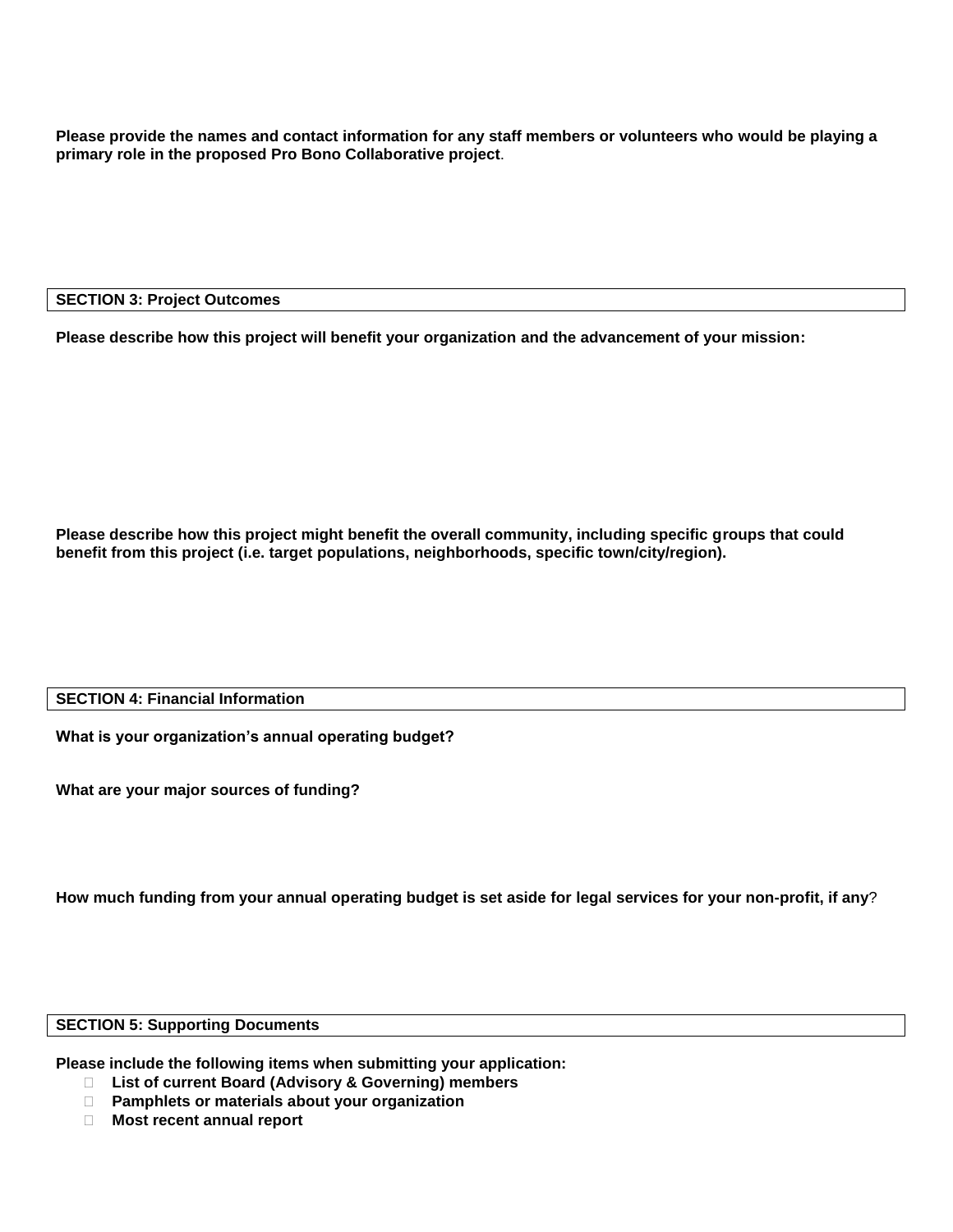**Please provide the names and contact information for any staff members or volunteers who would be playing a primary role in the proposed Pro Bono Collaborative project**.

## SECTION 3: Project Outcomes

**Please describe how this project will benefit your organization and the advancement of your mission:**

**Please describe how this project might benefit the overall community, including specific groups that could benefit from this project (i.e. target populations, neighborhoods, specific town/city/region).**

## SECTION 4: Financial Information

**What is your organization's annual operating budget?**

**What are your major sources of funding?**

**How much funding from your annual operating budget is set aside for legal services for your non-profit, if any**?

## SECTION 5: Supporting Documents

**Please include the following items when submitting your application:**

- **List of current Board (Advisory & Governing) members**
- **Pamphlets or materials about your organization**
- **Most recent annual report**